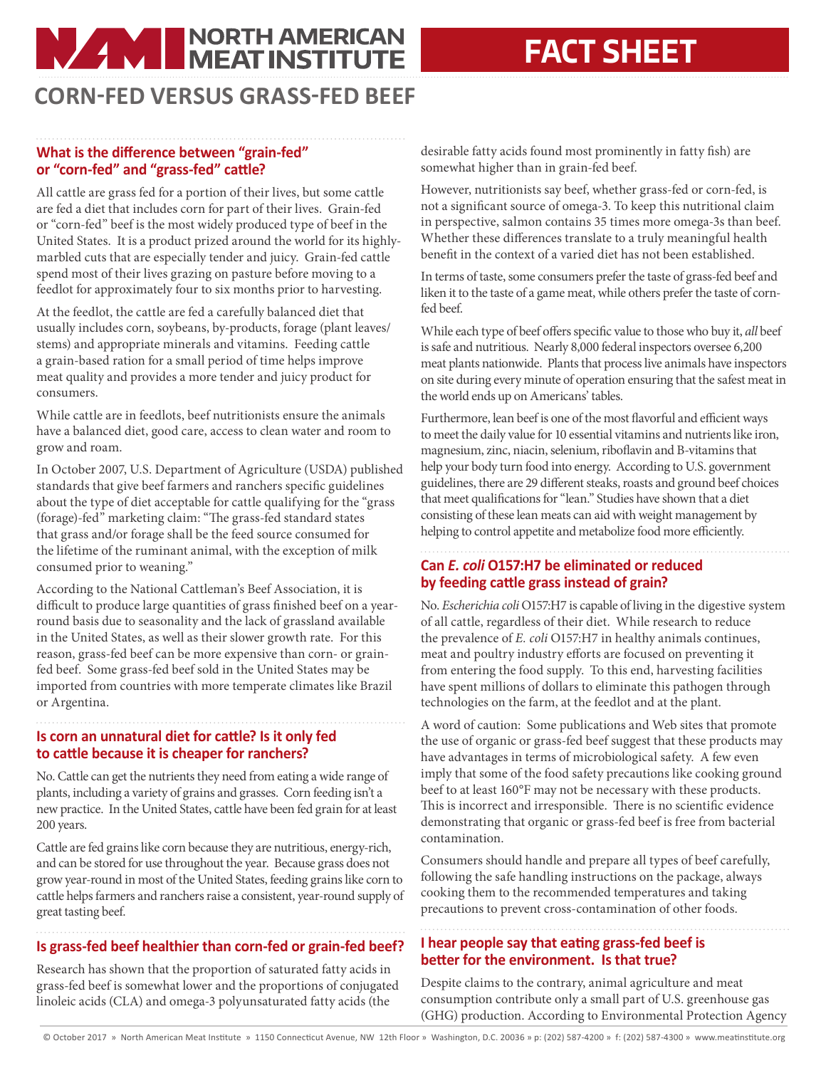# NORTH AMERICAN MEAT INSTITUTE

# FACT SHEET

## CORN-FED VERSUS GRASS-FED BEEF

### What is the difference between "grain-fed" or "corn-fed" and "grass-fed" cattle?

All cattle are grass fed for a portion of their lives, but some cattle are fed a diet that includes corn for part of their lives. Grain-fed or "corn-fed" beef is the most widely produced type of beef in the United States. It is a product prized around the world for its highly-marbled cuts that are especially tender and juicy. Grain-fed cattle spend most of their lives grazing on pasture before moving to a feedlot for approximately four to six months prior to harvesting.

At the feedlot, the cattle are fed a carefully balanced diet that usually includes corn, soybeans, by-products, forage (plant leaves/stems) and appropriate minerals and vitamins. Feeding cattle a grain-based ration for a small period of time helps improve meat quality and provides a more tender and juicy product for consumers.

While cattle are in feedlots, beef nutritionists ensure the animals have a balanced diet, good care, access to clean water and room to grow and roam.

In October 2007, U.S. Department of Agriculture (USDA) published standards that give beef farmers and ranchers specific guidelines about the type of diet acceptable for cattle qualifying for the "grass (forage)-fed" marketing claim: "The grass-fed standard states that grass and/or forage shall be the feed source consumed for the lifetime of the ruminant animal, with the exception of milk consumed prior to weaning."

According to the National Cattleman's Beef Association, it is difficult to produce large quantities of grass finished beef on a year-round basis due to seasonality and the lack of grassland available in the United States, as well as their slower growth rate. For this reason, grass-fed beef can be more expensive than corn- or grain-fed beef. Some grass-fed beef sold in the United States may be imported from countries with more temperate climates like Brazil or Argentina.

### Is corn an unnatural diet for cattle? Is it only fed to cattle because it is cheaper for ranchers?

No. Cattle can get the nutrients they need from eating a wide range of plants, including a variety of grains and grasses. Corn feeding isn't a new practice. In the United States, cattle have been fed grain for at least 200 years.

Cattle are fed grains like corn because they are nutritious, energy-rich, and can be stored for use throughout the year. Because grass does not grow year-round in most of the United States, feeding grains like corn to cattle helps farmers and ranchers raise a consistent, year-round supply of great tasting beef.

### Is grass-fed beef healthier than corn-fed or grain-fed beef?

Research has shown that the proportion of saturated fatty acids in grass-fed beef is somewhat lower and the proportions of conjugated linoleic acids (CLA) and omega-3 polyunsaturated fatty acids (the desirable fatty acids found most prominently in fatty fish) are somewhat higher than in grain-fed beef.

However, nutritionists say beef, whether grass-fed or corn-fed, is not a significant source of omega-3. To keep this nutritional claim in perspective, salmon contains 35 times more omega-3s than beef. Whether these differences translate to a truly meaningful health benefit in the context of a varied diet has not been established.

In terms of taste, some consumers prefer the taste of grass-fed beef and liken it to the taste of a game meat, while others prefer the taste of corn-fed beef.

While each type of beef offers specific value to those who buy it, *all* beef is safe and nutritious. Nearly 8,000 federal inspectors oversee 6,200 meat plants nationwide. Plants that process live animals have inspectors on site during every minute of operation ensuring that the safest meat in the world ends up on Americans' tables.

Furthermore, lean beef is one of the most flavorful and efficient ways to meet the daily value for 10 essential vitamins and nutrients like iron, magnesium, zinc, niacin, selenium, riboflavin and B-vitamins that help your body turn food into energy. According to U.S. government guidelines, there are 29 different steaks, roasts and ground beef choices that meet qualifications for "lean." Studies have shown that a diet consisting of these lean meats can aid with weight management by helping to control appetite and metabolize food more efficiently.

### Can *E. coli* O157:H7 be eliminated or reduced by feeding cattle grass instead of grain?

No. *Escherichia coli* O157:H7 is capable of living in the digestive system of all cattle, regardless of their diet. While research to reduce the prevalence of *E. coli* O157:H7 in healthy animals continues, meat and poultry industry efforts are focused on preventing it from entering the food supply. To this end, harvesting facilities have spent millions of dollars to eliminate this pathogen through technologies on the farm, at the feedlot and at the plant.

A word of caution: Some publications and Web sites that promote the use of organic or grass-fed beef suggest that these products may have advantages in terms of microbiological safety. A few even imply that some of the food safety precautions like cooking ground beef to at least 160°F may not be necessary with these products. This is incorrect and irresponsible. There is no scientific evidence demonstrating that organic or grass-fed beef is free from bacterial contamination.

Consumers should handle and prepare all types of beef carefully, following the safe handling instructions on the package, always cooking them to the recommended temperatures and taking precautions to prevent cross-contamination of other foods.

### I hear people say that eating grass-fed beef is better for the environment. Is that true?

Despite claims to the contrary, animal agriculture and meat consumption contribute only a small part of U.S. greenhouse gas (GHG) production. According to Environmental Protection Agency

© October 2017 » North American Meat Institute » 1150 Connecticut Avenue, NW 12th Floor » Washington, D.C. 20036 » p: (202) 587-4200 » f: (202) 587-4300 » www.meatinstitute.org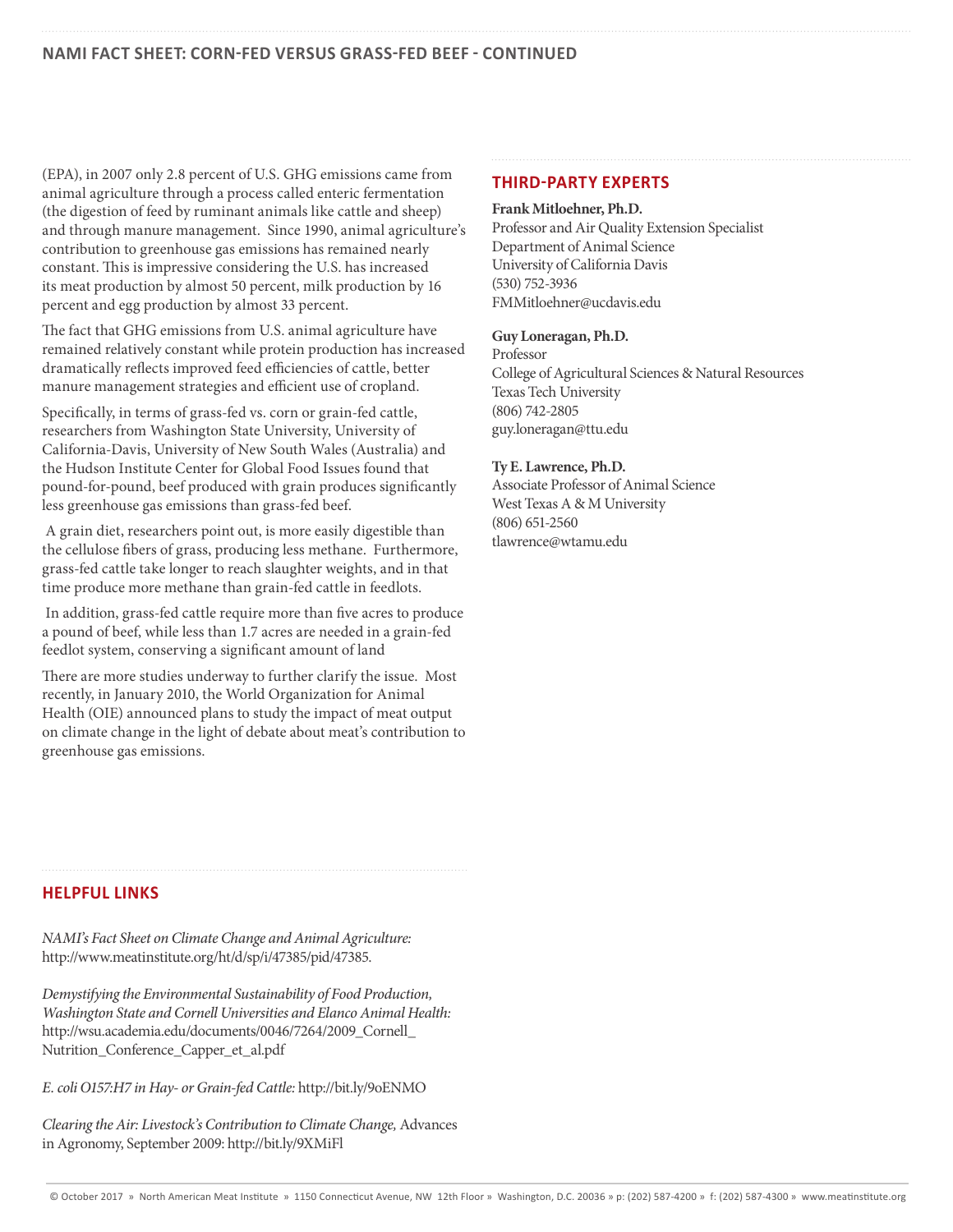(EPA), in 2007 only 2.8 percent of U.S. GHG emissions came from animal agriculture through a process called enteric fermentation (the digestion of feed by ruminant animals like cattle and sheep) and through manure management. Since 1990, animal agriculture's contribution to greenhouse gas emissions has remained nearly constant. This is impressive considering the U.S. has increased its meat production by almost 50 percent, milk production by 16 percent and egg production by almost 33 percent.

The fact that GHG emissions from U.S. animal agriculture have remained relatively constant while protein production has increased dramatically reflects improved feed efficiencies of cattle, better manure management strategies and efficient use of cropland.

Specifically, in terms of grass-fed vs. corn or grain-fed cattle, researchers from Washington State University, University of California-Davis, University of New South Wales (Australia) and the Hudson Institute Center for Global Food Issues found that pound-for-pound, beef produced with grain produces significantly less greenhouse gas emissions than grass-fed beef.

A grain diet, researchers point out, is more easily digestible than the cellulose fibers of grass, producing less methane. Furthermore, grass-fed cattle take longer to reach slaughter weights, and in that time produce more methane than grain-fed cattle in feedlots.

In addition, grass-fed cattle require more than five acres to produce a pound of beef, while less than 1.7 acres are needed in a grain-fed feedlot system, conserving a significant amount of land

There are more studies underway to further clarify the issue. Most recently, in January 2010, the World Organization for Animal Health (OIE) announced plans to study the impact of meat output on climate change in the light of debate about meat's contribution to greenhouse gas emissions.

## HELPFUL LINKS

*NAMI's Fact Sheet on Climate Change and Animal Agriculture:* http://www.meatinstitute.org/ht/d/sp/i/47385/pid/47385.

*Demystifying the Environmental Sustainability of Food Production, Washington State and Cornell Universities and Elanco Animal Health:* http://wsu.academia.edu/documents/0046/7264/2009_Cornell_Nutrition_Conference_Capper_et_al.pdf

*E. coli O157:H7 in Hay- or Grain-fed Cattle:* http://bit.ly/9oENMO

*Clearing the Air: Livestock's Contribution to Climate Change,* Advances in Agronomy, September 2009: http://bit.ly/9XMiFl

## THIRD-PARTY EXPERTS

**Frank Mitloehner, Ph.D.**
Professor and Air Quality Extension Specialist
Department of Animal Science
University of California Davis
(530) 752-3936
FMMitloehner@ucdavis.edu

**Guy Loneragan, Ph.D.**
Professor
College of Agricultural Sciences & Natural Resources
Texas Tech University
(806) 742-2805
guy.loneragan@ttu.edu

**Ty E. Lawrence, Ph.D.**
Associate Professor of Animal Science
West Texas A & M University
(806) 651-2560
tlawrence@wtamu.edu

© October 2017 » North American Meat Institute » 1150 Connecticut Avenue, NW 12th Floor » Washington, D.C. 20036 » p: (202) 587-4200 » f: (202) 587-4300 » www.meatinstitute.org